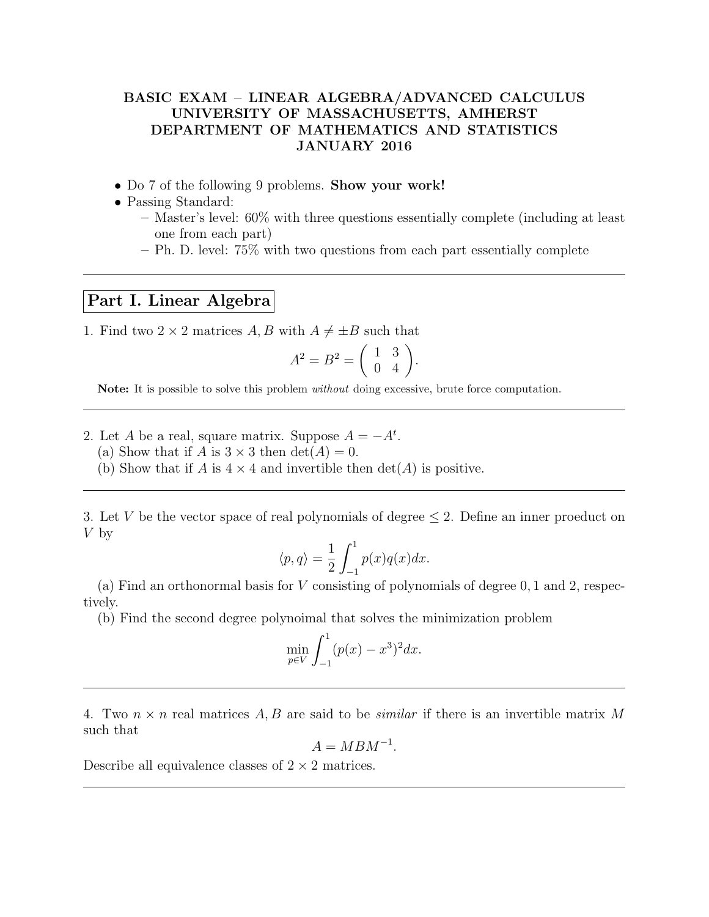**BASIC EXAM – LINEAR ALGEBRA/ADVANCED CALCULUS**
**UNIVERSITY OF MASSACHUSETTS, AMHERST**
**DEPARTMENT OF MATHEMATICS AND STATISTICS**
**JANUARY 2016**

- Do 7 of the following 9 problems. **Show your work!**
- Passing Standard:
  - Master's level: 60% with three questions essentially complete (including at least one from each part)
  - Ph. D. level: 75% with two questions from each part essentially complete

---

## Part I. Linear Algebra

1. Find two $2 \times 2$ matrices $A, B$ with $A \neq \pm B$ such that

$$A^2 = B^2 = \begin{pmatrix} 1 & 3 \\ 0 & 4 \end{pmatrix}.$$

**Note:** It is possible to solve this problem *without* doing excessive, brute force computation.

---

2. Let $A$ be a real, square matrix. Suppose $A = -A^t$.
(a) Show that if $A$ is $3 \times 3$ then $\det(A) = 0$.
(b) Show that if $A$ is $4 \times 4$ and invertible then $\det(A)$ is positive.

---

3. Let $V$ be the vector space of real polynomials of degree $\leq 2$. Define an inner proeduct on $V$ by

$$\langle p, q \rangle = \frac{1}{2} \int_{-1}^{1} p(x)q(x)dx.$$

(a) Find an orthonormal basis for $V$ consisting of polynomials of degree $0, 1$ and $2$, respectively.
(b) Find the second degree polynoimal that solves the minimization problem

$$\min_{p \in V} \int_{-1}^{1} (p(x) - x^3)^2 dx.$$

---

4. Two $n \times n$ real matrices $A, B$ are said to be *similar* if there is an invertible matrix $M$ such that

$$A = MBM^{-1}.$$

Describe all equivalence classes of $2 \times 2$ matrices.

---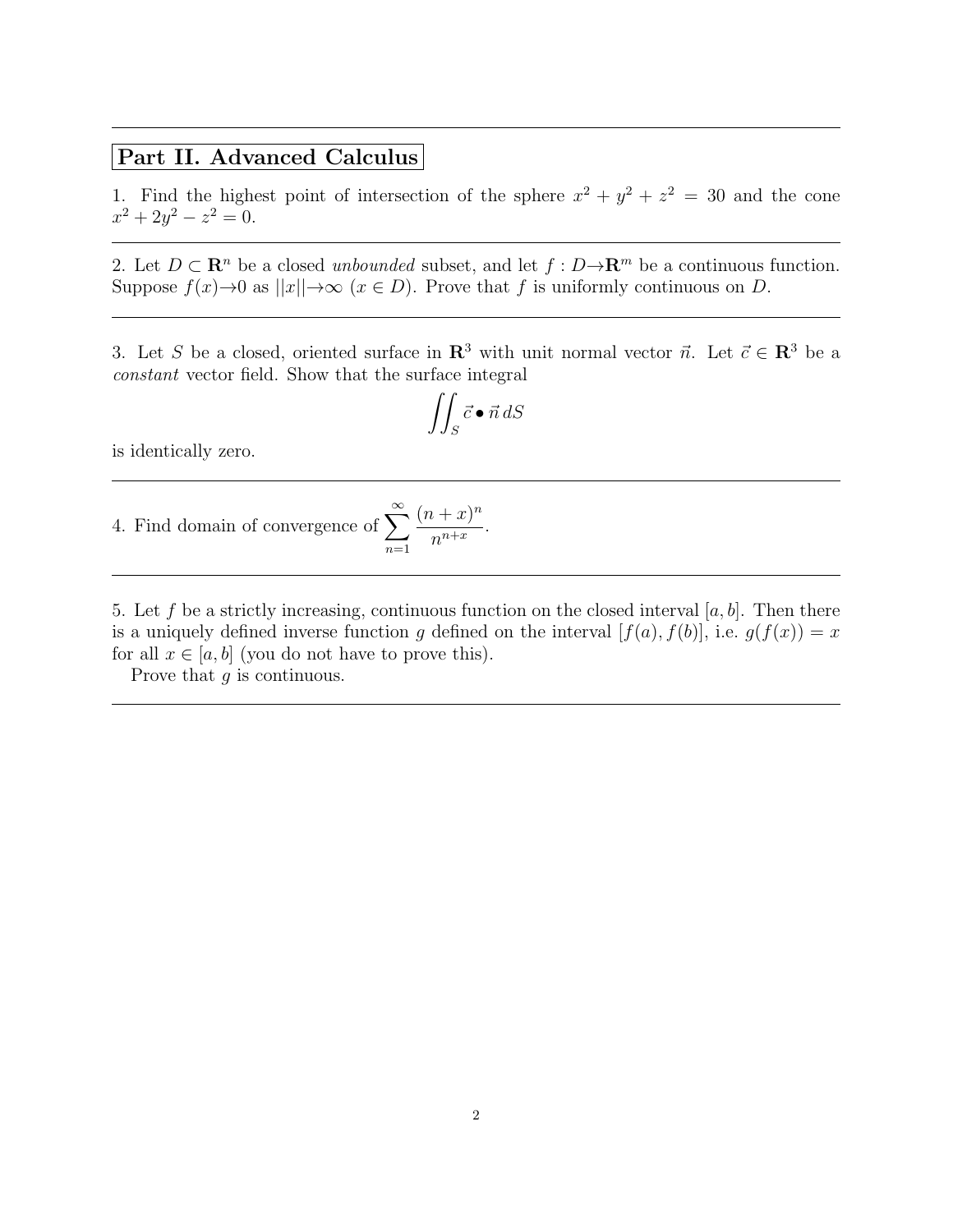## Part II. Advanced Calculus

1. Find the highest point of intersection of the sphere $x^2 + y^2 + z^2 = 30$ and the cone $x^2 + 2y^2 - z^2 = 0$.

---

2. Let $D \subset \mathbf{R}^n$ be a closed *unbounded* subset, and let $f : D \to \mathbf{R}^m$ be a continuous function. Suppose $f(x) \to 0$ as $||x|| \to \infty$ ($x \in D$). Prove that $f$ is uniformly continuous on $D$.

---

3. Let $S$ be a closed, oriented surface in $\mathbf{R}^3$ with unit normal vector $\vec{n}$. Let $\vec{c} \in \mathbf{R}^3$ be a *constant* vector field. Show that the surface integral

$$\iint_S \vec{c} \bullet \vec{n} \, dS$$

is identically zero.

---

4. Find domain of convergence of $\displaystyle\sum_{n=1}^{\infty} \frac{(n+x)^n}{n^{n+x}}$.

---

5. Let $f$ be a strictly increasing, continuous function on the closed interval $[a, b]$. Then there is a uniquely defined inverse function $g$ defined on the interval $[f(a), f(b)]$, i.e. $g(f(x)) = x$ for all $x \in [a, b]$ (you do not have to prove this).

Prove that $g$ is continuous.